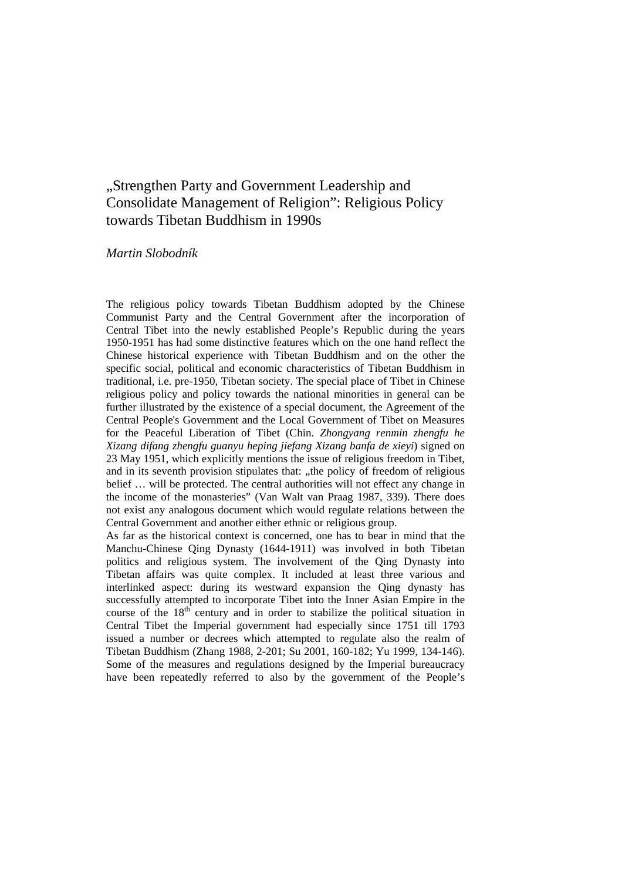# „Strengthen Party and Government Leadership and Consolidate Management of Religion": Religious Policy towards Tibetan Buddhism in 1990s

*Martin Slobodník*

The religious policy towards Tibetan Buddhism adopted by the Chinese Communist Party and the Central Government after the incorporation of Central Tibet into the newly established People's Republic during the years 1950-1951 has had some distinctive features which on the one hand reflect the Chinese historical experience with Tibetan Buddhism and on the other the specific social, political and economic characteristics of Tibetan Buddhism in traditional, i.e. pre-1950, Tibetan society. The special place of Tibet in Chinese religious policy and policy towards the national minorities in general can be further illustrated by the existence of a special document, the Agreement of the Central People's Government and the Local Government of Tibet on Measures for the Peaceful Liberation of Tibet (Chin. *Zhongyang renmin zhengfu he Xizang difang zhengfu guanyu heping jiefang Xizang banfa de xieyi*) signed on 23 May 1951, which explicitly mentions the issue of religious freedom in Tibet, and in its seventh provision stipulates that: „the policy of freedom of religious belief … will be protected. The central authorities will not effect any change in the income of the monasteries" (Van Walt van Praag 1987, 339). There does not exist any analogous document which would regulate relations between the Central Government and another either ethnic or religious group.

As far as the historical context is concerned, one has to bear in mind that the Manchu-Chinese Qing Dynasty (1644-1911) was involved in both Tibetan politics and religious system. The involvement of the Qing Dynasty into Tibetan affairs was quite complex. It included at least three various and interlinked aspect: during its westward expansion the Qing dynasty has successfully attempted to incorporate Tibet into the Inner Asian Empire in the course of the 18th century and in order to stabilize the political situation in Central Tibet the Imperial government had especially since 1751 till 1793 issued a number or decrees which attempted to regulate also the realm of Tibetan Buddhism (Zhang 1988, 2-201; Su 2001, 160-182; Yu 1999, 134-146). Some of the measures and regulations designed by the Imperial bureaucracy have been repeatedly referred to also by the government of the People's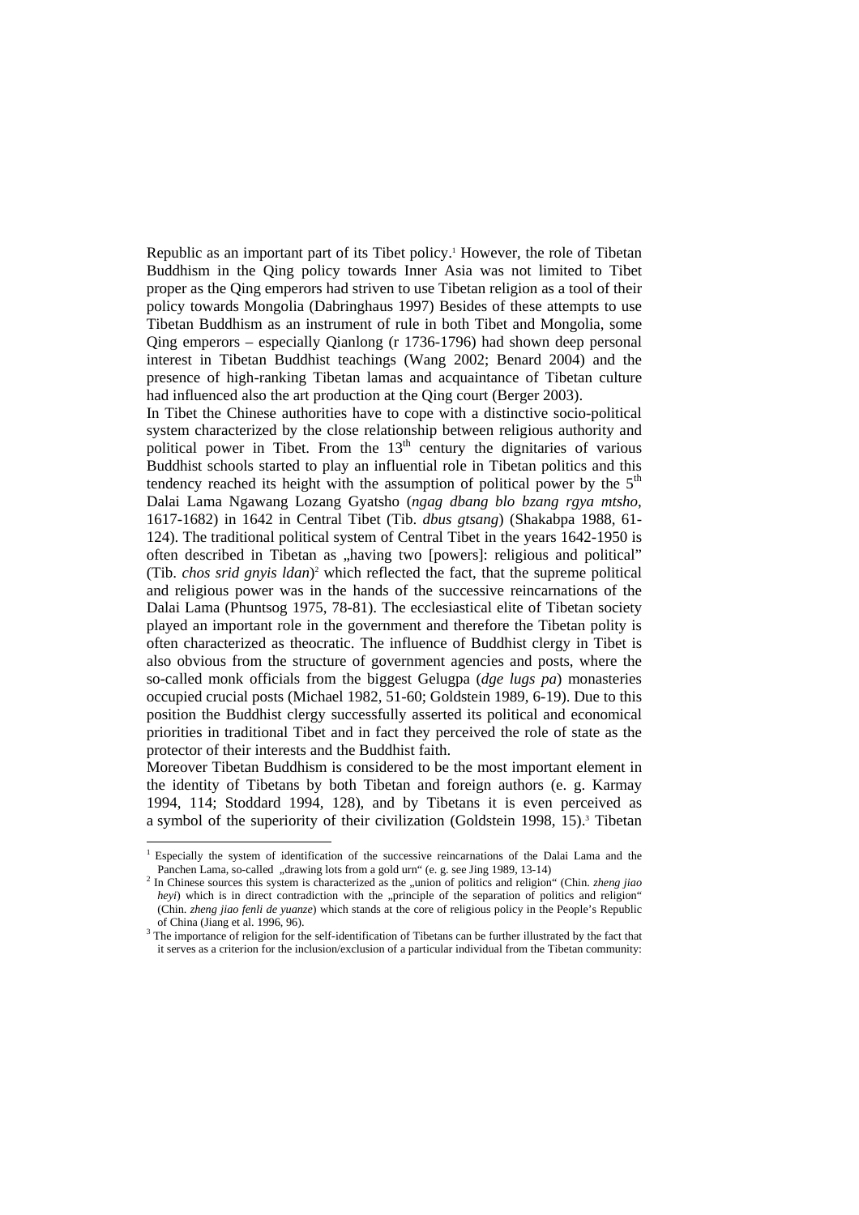Republic as an important part of its Tibet policy.[1] However, the role of Tibetan Buddhism in the Qing policy towards Inner Asia was not limited to Tibet proper as the Qing emperors had striven to use Tibetan religion as a tool of their policy towards Mongolia (Dabringhaus 1997) Besides of these attempts to use Tibetan Buddhism as an instrument of rule in both Tibet and Mongolia, some Qing emperors – especially Qianlong (r 1736-1796) had shown deep personal interest in Tibetan Buddhist teachings (Wang 2002; Benard 2004) and the presence of high-ranking Tibetan lamas and acquaintance of Tibetan culture had influenced also the art production at the Qing court (Berger 2003).

In Tibet the Chinese authorities have to cope with a distinctive socio-political system characterized by the close relationship between religious authority and political power in Tibet. From the 13th century the dignitaries of various Buddhist schools started to play an influential role in Tibetan politics and this tendency reached its height with the assumption of political power by the 5th Dalai Lama Ngawang Lozang Gyatsho (*ngag dbang blo bzang rgya mtsho*, 1617-1682) in 1642 in Central Tibet (Tib. *dbus gtsang*) (Shakabpa 1988, 61-124). The traditional political system of Central Tibet in the years 1642-1950 is often described in Tibetan as „having two [powers]: religious and political" (Tib. *chos srid gnyis ldan*)[2] which reflected the fact, that the supreme political and religious power was in the hands of the successive reincarnations of the Dalai Lama (Phuntsog 1975, 78-81). The ecclesiastical elite of Tibetan society played an important role in the government and therefore the Tibetan polity is often characterized as theocratic. The influence of Buddhist clergy in Tibet is also obvious from the structure of government agencies and posts, where the so-called monk officials from the biggest Gelugpa (*dge lugs pa*) monasteries occupied crucial posts (Michael 1982, 51-60; Goldstein 1989, 6-19). Due to this position the Buddhist clergy successfully asserted its political and economical priorities in traditional Tibet and in fact they perceived the role of state as the protector of their interests and the Buddhist faith.

Moreover Tibetan Buddhism is considered to be the most important element in the identity of Tibetans by both Tibetan and foreign authors (e. g. Karmay 1994, 114; Stoddard 1994, 128), and by Tibetans it is even perceived as a symbol of the superiority of their civilization (Goldstein 1998, 15).[3] Tibetan

---

[1] Especially the system of identification of the successive reincarnations of the Dalai Lama and the Panchen Lama, so-called „drawing lots from a gold urn" (e. g. see Jing 1989, 13-14)

[2] In Chinese sources this system is characterized as the „union of politics and religion" (Chin. *zheng jiao heyi*) which is in direct contradiction with the „principle of the separation of politics and religion" (Chin. *zheng jiao fenli de yuanze*) which stands at the core of religious policy in the People's Republic of China (Jiang et al. 1996, 96).

[3] The importance of religion for the self-identification of Tibetans can be further illustrated by the fact that it serves as a criterion for the inclusion/exclusion of a particular individual from the Tibetan community: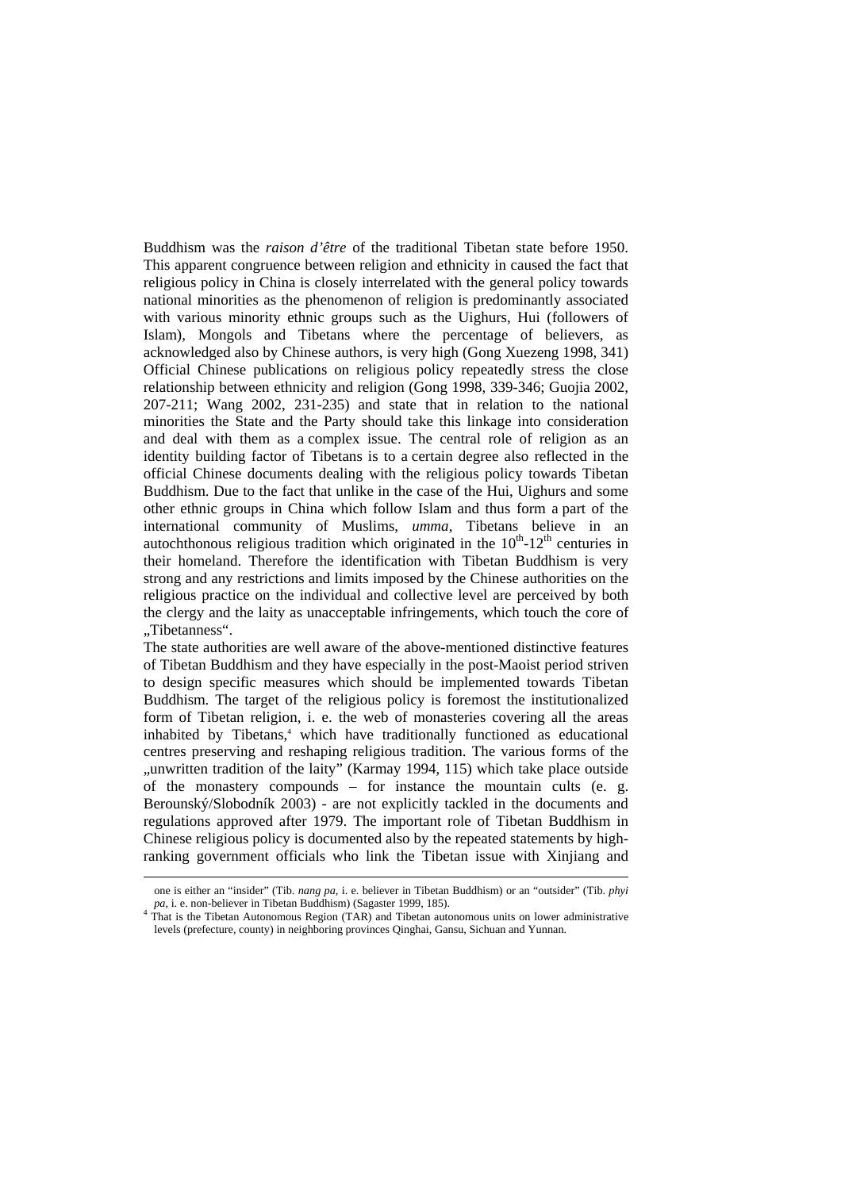Buddhism was the *raison d'être* of the traditional Tibetan state before 1950. This apparent congruence between religion and ethnicity in caused the fact that religious policy in China is closely interrelated with the general policy towards national minorities as the phenomenon of religion is predominantly associated with various minority ethnic groups such as the Uighurs, Hui (followers of Islam), Mongols and Tibetans where the percentage of believers, as acknowledged also by Chinese authors, is very high (Gong Xuezeng 1998, 341) Official Chinese publications on religious policy repeatedly stress the close relationship between ethnicity and religion (Gong 1998, 339-346; Guojia 2002, 207-211; Wang 2002, 231-235) and state that in relation to the national minorities the State and the Party should take this linkage into consideration and deal with them as a complex issue. The central role of religion as an identity building factor of Tibetans is to a certain degree also reflected in the official Chinese documents dealing with the religious policy towards Tibetan Buddhism. Due to the fact that unlike in the case of the Hui, Uighurs and some other ethnic groups in China which follow Islam and thus form a part of the international community of Muslims, *umma*, Tibetans believe in an autochthonous religious tradition which originated in the 10th-12th centuries in their homeland. Therefore the identification with Tibetan Buddhism is very strong and any restrictions and limits imposed by the Chinese authorities on the religious practice on the individual and collective level are perceived by both the clergy and the laity as unacceptable infringements, which touch the core of „Tibetanness".

The state authorities are well aware of the above-mentioned distinctive features of Tibetan Buddhism and they have especially in the post-Maoist period striven to design specific measures which should be implemented towards Tibetan Buddhism. The target of the religious policy is foremost the institutionalized form of Tibetan religion, i. e. the web of monasteries covering all the areas inhabited by Tibetans,[4] which have traditionally functioned as educational centres preserving and reshaping religious tradition. The various forms of the „unwritten tradition of the laity" (Karmay 1994, 115) which take place outside of the monastery compounds – for instance the mountain cults (e. g. Berounský/Slobodník 2003) - are not explicitly tackled in the documents and regulations approved after 1979. The important role of Tibetan Buddhism in Chinese religious policy is documented also by the repeated statements by high-ranking government officials who link the Tibetan issue with Xinjiang and

one is either an "insider" (Tib. *nang pa*, i. e. believer in Tibetan Buddhism) or an "outsider" (Tib. *phyi pa*, i. e. non-believer in Tibetan Buddhism) (Sagaster 1999, 185).

[4] That is the Tibetan Autonomous Region (TAR) and Tibetan autonomous units on lower administrative levels (prefecture, county) in neighboring provinces Qinghai, Gansu, Sichuan and Yunnan.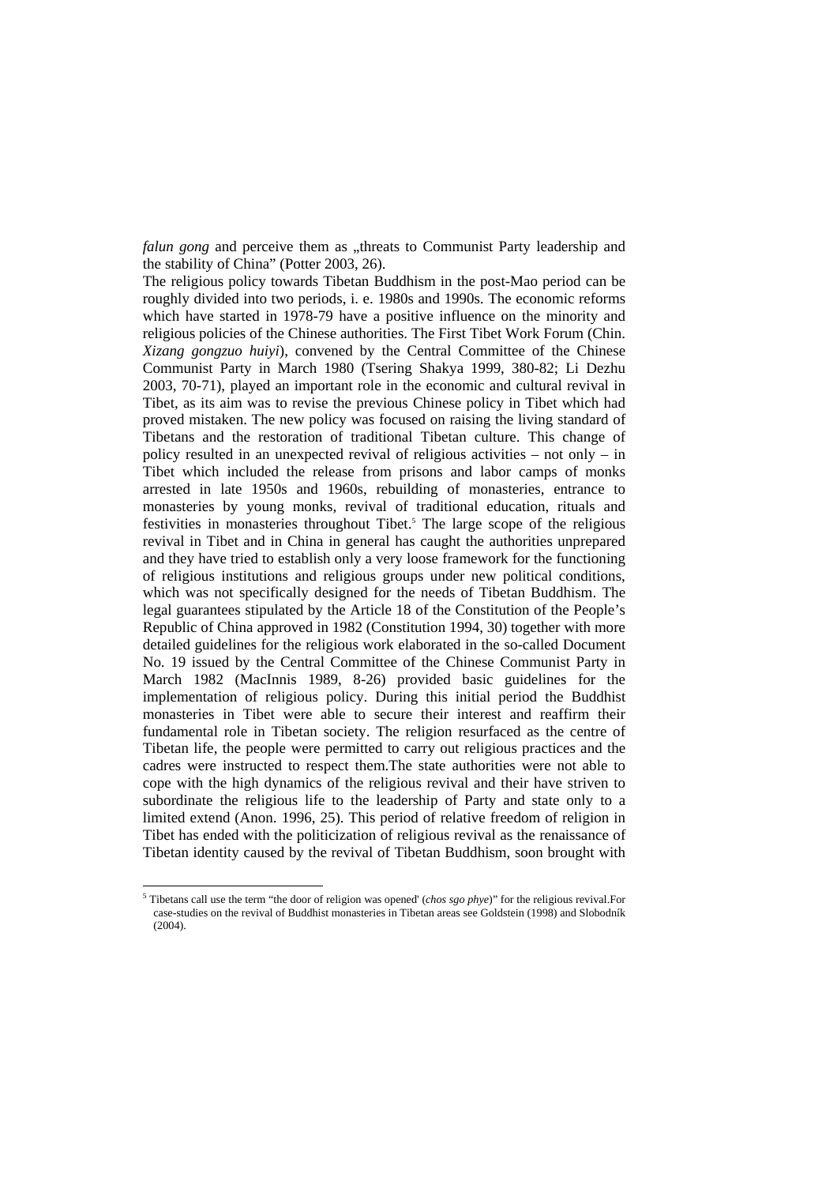*falun gong* and perceive them as „threats to Communist Party leadership and the stability of China" (Potter 2003, 26).

The religious policy towards Tibetan Buddhism in the post-Mao period can be roughly divided into two periods, i. e. 1980s and 1990s. The economic reforms which have started in 1978-79 have a positive influence on the minority and religious policies of the Chinese authorities. The First Tibet Work Forum (Chin. *Xizang gongzuo huiyi*), convened by the Central Committee of the Chinese Communist Party in March 1980 (Tsering Shakya 1999, 380-82; Li Dezhu 2003, 70-71), played an important role in the economic and cultural revival in Tibet, as its aim was to revise the previous Chinese policy in Tibet which had proved mistaken. The new policy was focused on raising the living standard of Tibetans and the restoration of traditional Tibetan culture. This change of policy resulted in an unexpected revival of religious activities – not only – in Tibet which included the release from prisons and labor camps of monks arrested in late 1950s and 1960s, rebuilding of monasteries, entrance to monasteries by young monks, revival of traditional education, rituals and festivities in monasteries throughout Tibet.[5] The large scope of the religious revival in Tibet and in China in general has caught the authorities unprepared and they have tried to establish only a very loose framework for the functioning of religious institutions and religious groups under new political conditions, which was not specifically designed for the needs of Tibetan Buddhism. The legal guarantees stipulated by the Article 18 of the Constitution of the People's Republic of China approved in 1982 (Constitution 1994, 30) together with more detailed guidelines for the religious work elaborated in the so-called Document No. 19 issued by the Central Committee of the Chinese Communist Party in March 1982 (MacInnis 1989, 8-26) provided basic guidelines for the implementation of religious policy. During this initial period the Buddhist monasteries in Tibet were able to secure their interest and reaffirm their fundamental role in Tibetan society. The religion resurfaced as the centre of Tibetan life, the people were permitted to carry out religious practices and the cadres were instructed to respect them.The state authorities were not able to cope with the high dynamics of the religious revival and their have striven to subordinate the religious life to the leadership of Party and state only to a limited extend (Anon. 1996, 25). This period of relative freedom of religion in Tibet has ended with the politicization of religious revival as the renaissance of Tibetan identity caused by the revival of Tibetan Buddhism, soon brought with

[5] Tibetans call use the term "the door of religion was opened' (*chos sgo phye*)" for the religious revival.For case-studies on the revival of Buddhist monasteries in Tibetan areas see Goldstein (1998) and Slobodník (2004).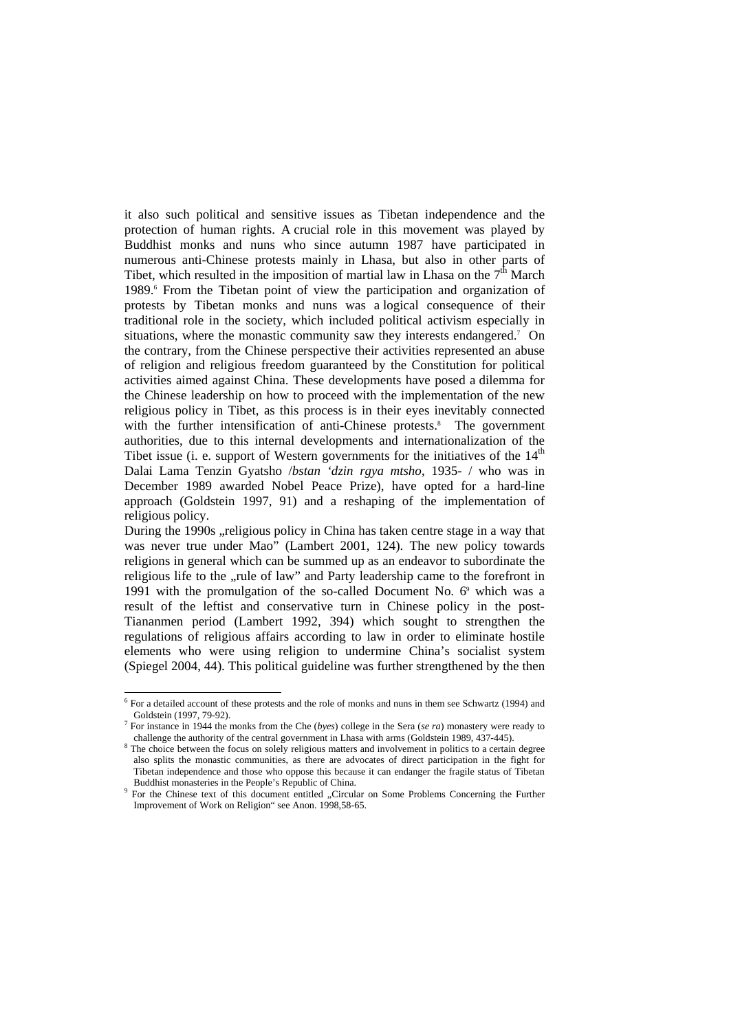it also such political and sensitive issues as Tibetan independence and the protection of human rights. A crucial role in this movement was played by Buddhist monks and nuns who since autumn 1987 have participated in numerous anti-Chinese protests mainly in Lhasa, but also in other parts of Tibet, which resulted in the imposition of martial law in Lhasa on the 7th March 1989.[6] From the Tibetan point of view the participation and organization of protests by Tibetan monks and nuns was a logical consequence of their traditional role in the society, which included political activism especially in situations, where the monastic community saw they interests endangered.[7] On the contrary, from the Chinese perspective their activities represented an abuse of religion and religious freedom guaranteed by the Constitution for political activities aimed against China. These developments have posed a dilemma for the Chinese leadership on how to proceed with the implementation of the new religious policy in Tibet, as this process is in their eyes inevitably connected with the further intensification of anti-Chinese protests.[8] The government authorities, due to this internal developments and internationalization of the Tibet issue (i. e. support of Western governments for the initiatives of the 14th Dalai Lama Tenzin Gyatsho /*bstan 'dzin rgya mtsho*, 1935- / who was in December 1989 awarded Nobel Peace Prize), have opted for a hard-line approach (Goldstein 1997, 91) and a reshaping of the implementation of religious policy.

During the 1990s „religious policy in China has taken centre stage in a way that was never true under Mao" (Lambert 2001, 124). The new policy towards religions in general which can be summed up as an endeavor to subordinate the religious life to the „rule of law" and Party leadership came to the forefront in 1991 with the promulgation of the so-called Document No. 6[9] which was a result of the leftist and conservative turn in Chinese policy in the post-Tiananmen period (Lambert 1992, 394) which sought to strengthen the regulations of religious affairs according to law in order to eliminate hostile elements who were using religion to undermine China's socialist system (Spiegel 2004, 44). This political guideline was further strengthened by the then

---

[6] For a detailed account of these protests and the role of monks and nuns in them see Schwartz (1994) and Goldstein (1997, 79-92).

[7] For instance in 1944 the monks from the Che (*byes*) college in the Sera (*se ra*) monastery were ready to challenge the authority of the central government in Lhasa with arms (Goldstein 1989, 437-445).

[8] The choice between the focus on solely religious matters and involvement in politics to a certain degree also splits the monastic communities, as there are advocates of direct participation in the fight for Tibetan independence and those who oppose this because it can endanger the fragile status of Tibetan Buddhist monasteries in the People's Republic of China.

[9] For the Chinese text of this document entitled „Circular on Some Problems Concerning the Further Improvement of Work on Religion" see Anon. 1998,58-65.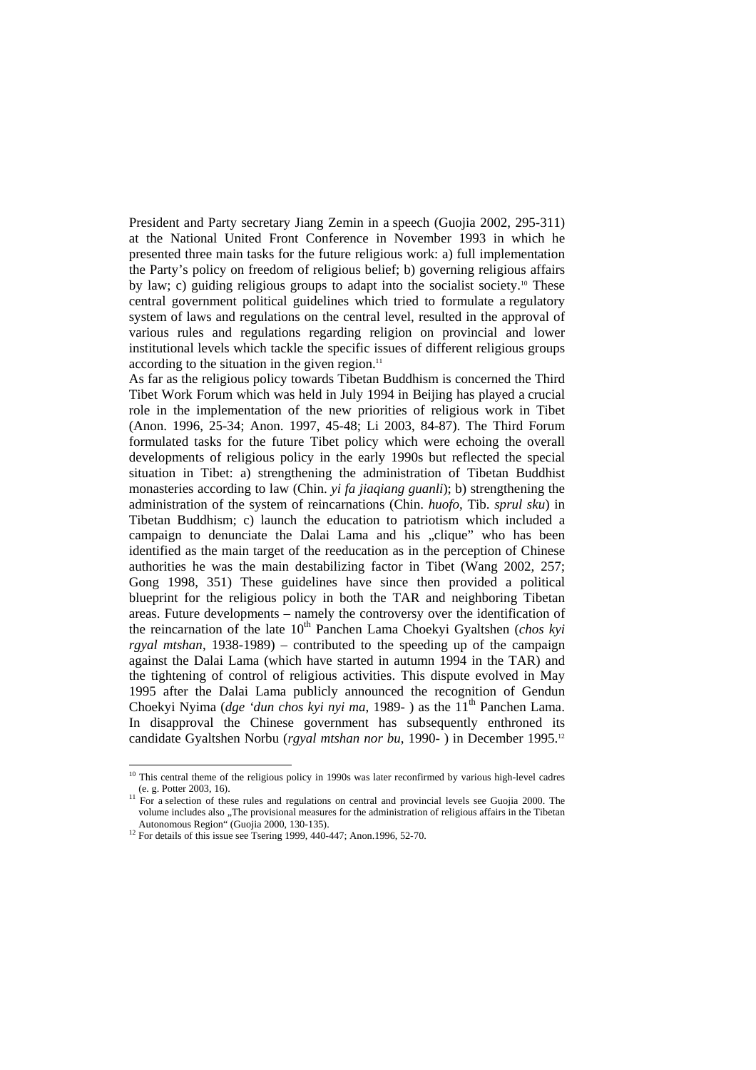President and Party secretary Jiang Zemin in a speech (Guojia 2002, 295-311) at the National United Front Conference in November 1993 in which he presented three main tasks for the future religious work: a) full implementation the Party's policy on freedom of religious belief; b) governing religious affairs by law; c) guiding religious groups to adapt into the socialist society.[10] These central government political guidelines which tried to formulate a regulatory system of laws and regulations on the central level, resulted in the approval of various rules and regulations regarding religion on provincial and lower institutional levels which tackle the specific issues of different religious groups according to the situation in the given region.[11]

As far as the religious policy towards Tibetan Buddhism is concerned the Third Tibet Work Forum which was held in July 1994 in Beijing has played a crucial role in the implementation of the new priorities of religious work in Tibet (Anon. 1996, 25-34; Anon. 1997, 45-48; Li 2003, 84-87). The Third Forum formulated tasks for the future Tibet policy which were echoing the overall developments of religious policy in the early 1990s but reflected the special situation in Tibet: a) strengthening the administration of Tibetan Buddhist monasteries according to law (Chin. *yi fa jiaqiang guanli*); b) strengthening the administration of the system of reincarnations (Chin. *huofo*, Tib. *sprul sku*) in Tibetan Buddhism; c) launch the education to patriotism which included a campaign to denunciate the Dalai Lama and his „clique" who has been identified as the main target of the reeducation as in the perception of Chinese authorities he was the main destabilizing factor in Tibet (Wang 2002, 257; Gong 1998, 351) These guidelines have since then provided a political blueprint for the religious policy in both the TAR and neighboring Tibetan areas. Future developments – namely the controversy over the identification of the reincarnation of the late 10th Panchen Lama Choekyi Gyaltshen (*chos kyi rgyal mtshan*, 1938-1989) – contributed to the speeding up of the campaign against the Dalai Lama (which have started in autumn 1994 in the TAR) and the tightening of control of religious activities. This dispute evolved in May 1995 after the Dalai Lama publicly announced the recognition of Gendun Choekyi Nyima (*dge 'dun chos kyi nyi ma*, 1989- ) as the 11th Panchen Lama. In disapproval the Chinese government has subsequently enthroned its candidate Gyaltshen Norbu (*rgyal mtshan nor bu*, 1990- ) in December 1995.[12]

---

[10] This central theme of the religious policy in 1990s was later reconfirmed by various high-level cadres (e. g. Potter 2003, 16).

[11] For a selection of these rules and regulations on central and provincial levels see Guojia 2000. The volume includes also „The provisional measures for the administration of religious affairs in the Tibetan Autonomous Region" (Guojia 2000, 130-135).

[12] For details of this issue see Tsering 1999, 440-447; Anon.1996, 52-70.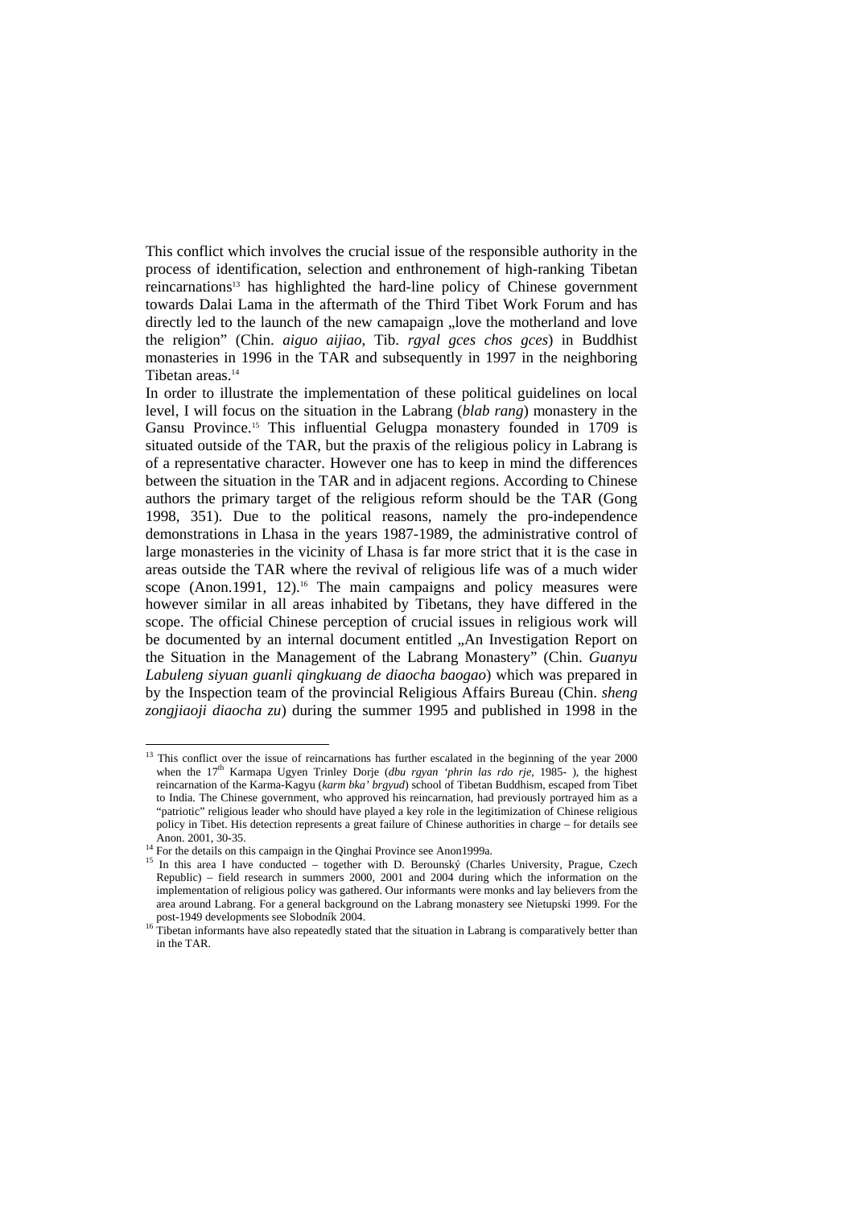This conflict which involves the crucial issue of the responsible authority in the process of identification, selection and enthronement of high-ranking Tibetan reincarnations[13] has highlighted the hard-line policy of Chinese government towards Dalai Lama in the aftermath of the Third Tibet Work Forum and has directly led to the launch of the new camapaign „love the motherland and love the religion" (Chin. *aiguo aijiao*, Tib. *rgyal gces chos gces*) in Buddhist monasteries in 1996 in the TAR and subsequently in 1997 in the neighboring Tibetan areas.[14]

In order to illustrate the implementation of these political guidelines on local level, I will focus on the situation in the Labrang (*blab rang*) monastery in the Gansu Province.[15] This influential Gelugpa monastery founded in 1709 is situated outside of the TAR, but the praxis of the religious policy in Labrang is of a representative character. However one has to keep in mind the differences between the situation in the TAR and in adjacent regions. According to Chinese authors the primary target of the religious reform should be the TAR (Gong 1998, 351). Due to the political reasons, namely the pro-independence demonstrations in Lhasa in the years 1987-1989, the administrative control of large monasteries in the vicinity of Lhasa is far more strict that it is the case in areas outside the TAR where the revival of religious life was of a much wider scope (Anon.1991, 12).[16] The main campaigns and policy measures were however similar in all areas inhabited by Tibetans, they have differed in the scope. The official Chinese perception of crucial issues in religious work will be documented by an internal document entitled „An Investigation Report on the Situation in the Management of the Labrang Monastery" (Chin. *Guanyu Labuleng siyuan guanli qingkuang de diaocha baogao*) which was prepared in by the Inspection team of the provincial Religious Affairs Bureau (Chin. *sheng zongjiaoji diaocha zu*) during the summer 1995 and published in 1998 in the

---

[13] This conflict over the issue of reincarnations has further escalated in the beginning of the year 2000 when the 17th Karmapa Ugyen Trinley Dorje (*dbu rgyan 'phrin las rdo rje*, 1985- ), the highest reincarnation of the Karma-Kagyu (*karm bka' brgyud*) school of Tibetan Buddhism, escaped from Tibet to India. The Chinese government, who approved his reincarnation, had previously portrayed him as a "patriotic" religious leader who should have played a key role in the legitimization of Chinese religious policy in Tibet. His detection represents a great failure of Chinese authorities in charge – for details see Anon. 2001, 30-35.

[14] For the details on this campaign in the Qinghai Province see Anon1999a.

[15] In this area I have conducted – together with D. Berounský (Charles University, Prague, Czech Republic) – field research in summers 2000, 2001 and 2004 during which the information on the implementation of religious policy was gathered. Our informants were monks and lay believers from the area around Labrang. For a general background on the Labrang monastery see Nietupski 1999. For the post-1949 developments see Slobodník 2004.

[16] Tibetan informants have also repeatedly stated that the situation in Labrang is comparatively better than in the TAR.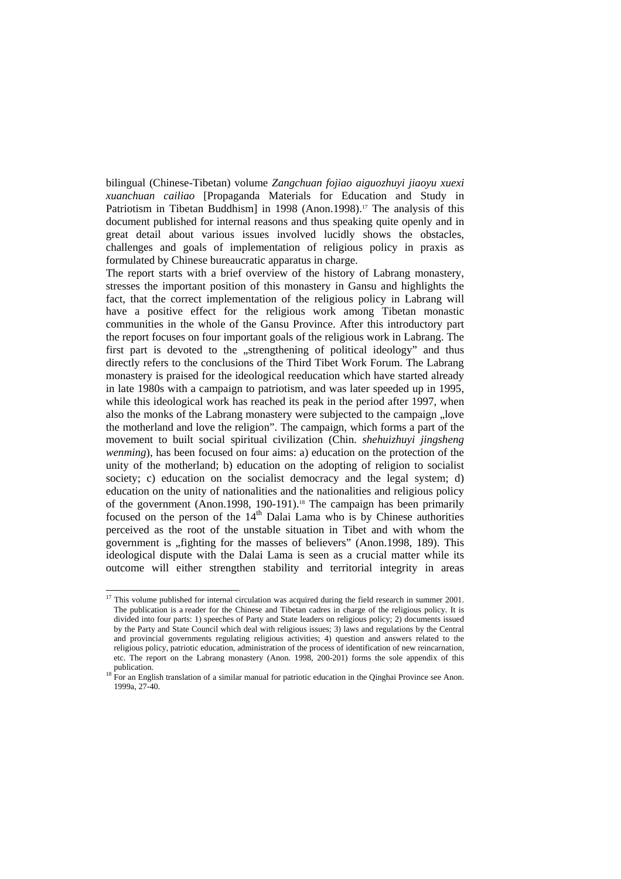bilingual (Chinese-Tibetan) volume *Zangchuan fojiao aiguozhuyi jiaoyu xuexi xuanchuan cailiao* [Propaganda Materials for Education and Study in Patriotism in Tibetan Buddhism] in 1998 (Anon.1998).[17] The analysis of this document published for internal reasons and thus speaking quite openly and in great detail about various issues involved lucidly shows the obstacles, challenges and goals of implementation of religious policy in praxis as formulated by Chinese bureaucratic apparatus in charge.

The report starts with a brief overview of the history of Labrang monastery, stresses the important position of this monastery in Gansu and highlights the fact, that the correct implementation of the religious policy in Labrang will have a positive effect for the religious work among Tibetan monastic communities in the whole of the Gansu Province. After this introductory part the report focuses on four important goals of the religious work in Labrang. The first part is devoted to the „strengthening of political ideology" and thus directly refers to the conclusions of the Third Tibet Work Forum. The Labrang monastery is praised for the ideological reeducation which have started already in late 1980s with a campaign to patriotism, and was later speeded up in 1995, while this ideological work has reached its peak in the period after 1997, when also the monks of the Labrang monastery were subjected to the campaign „love the motherland and love the religion". The campaign, which forms a part of the movement to built social spiritual civilization (Chin. *shehuizhuyi jingsheng wenming*), has been focused on four aims: a) education on the protection of the unity of the motherland; b) education on the adopting of religion to socialist society; c) education on the socialist democracy and the legal system; d) education on the unity of nationalities and the nationalities and religious policy of the government (Anon.1998, 190-191).[18] The campaign has been primarily focused on the person of the 14th Dalai Lama who is by Chinese authorities perceived as the root of the unstable situation in Tibet and with whom the government is „fighting for the masses of believers" (Anon.1998, 189). This ideological dispute with the Dalai Lama is seen as a crucial matter while its outcome will either strengthen stability and territorial integrity in areas

[17] This volume published for internal circulation was acquired during the field research in summer 2001. The publication is a reader for the Chinese and Tibetan cadres in charge of the religious policy. It is divided into four parts: 1) speeches of Party and State leaders on religious policy; 2) documents issued by the Party and State Council which deal with religious issues; 3) laws and regulations by the Central and provincial governments regulating religious activities; 4) question and answers related to the religious policy, patriotic education, administration of the process of identification of new reincarnation, etc. The report on the Labrang monastery (Anon. 1998, 200-201) forms the sole appendix of this publication.

[18] For an English translation of a similar manual for patriotic education in the Qinghai Province see Anon. 1999a, 27-40.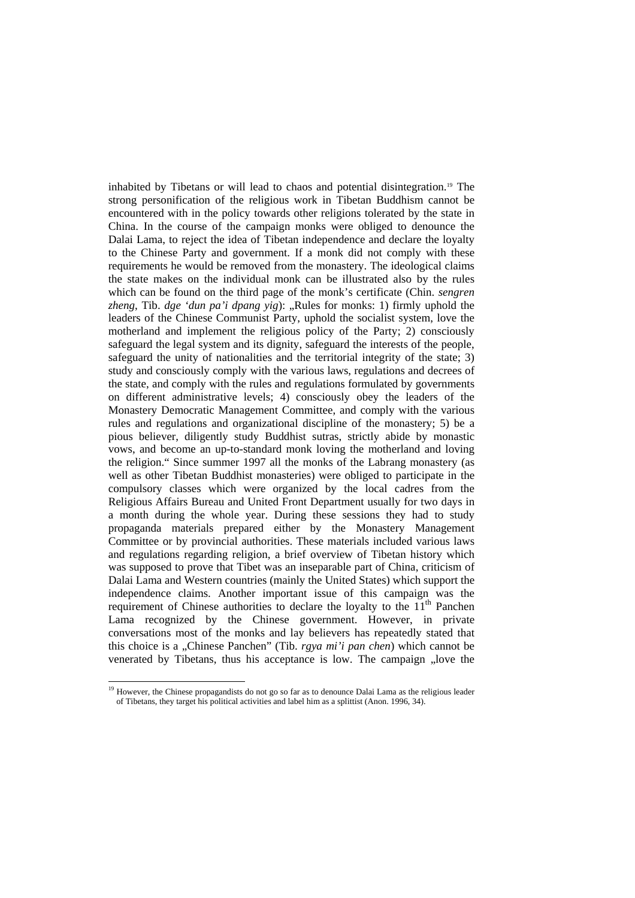inhabited by Tibetans or will lead to chaos and potential disintegration.[19] The strong personification of the religious work in Tibetan Buddhism cannot be encountered with in the policy towards other religions tolerated by the state in China. In the course of the campaign monks were obliged to denounce the Dalai Lama, to reject the idea of Tibetan independence and declare the loyalty to the Chinese Party and government. If a monk did not comply with these requirements he would be removed from the monastery. The ideological claims the state makes on the individual monk can be illustrated also by the rules which can be found on the third page of the monk's certificate (Chin. *sengren zheng*, Tib. *dge 'dun pa'i dpang yig*): „Rules for monks: 1) firmly uphold the leaders of the Chinese Communist Party, uphold the socialist system, love the motherland and implement the religious policy of the Party; 2) consciously safeguard the legal system and its dignity, safeguard the interests of the people, safeguard the unity of nationalities and the territorial integrity of the state; 3) study and consciously comply with the various laws, regulations and decrees of the state, and comply with the rules and regulations formulated by governments on different administrative levels; 4) consciously obey the leaders of the Monastery Democratic Management Committee, and comply with the various rules and regulations and organizational discipline of the monastery; 5) be a pious believer, diligently study Buddhist sutras, strictly abide by monastic vows, and become an up-to-standard monk loving the motherland and loving the religion." Since summer 1997 all the monks of the Labrang monastery (as well as other Tibetan Buddhist monasteries) were obliged to participate in the compulsory classes which were organized by the local cadres from the Religious Affairs Bureau and United Front Department usually for two days in a month during the whole year. During these sessions they had to study propaganda materials prepared either by the Monastery Management Committee or by provincial authorities. These materials included various laws and regulations regarding religion, a brief overview of Tibetan history which was supposed to prove that Tibet was an inseparable part of China, criticism of Dalai Lama and Western countries (mainly the United States) which support the independence claims. Another important issue of this campaign was the requirement of Chinese authorities to declare the loyalty to the 11th Panchen Lama recognized by the Chinese government. However, in private conversations most of the monks and lay believers has repeatedly stated that this choice is a „Chinese Panchen" (Tib. *rgya mi'i pan chen*) which cannot be venerated by Tibetans, thus his acceptance is low. The campaign „love the

[19] However, the Chinese propagandists do not go so far as to denounce Dalai Lama as the religious leader of Tibetans, they target his political activities and label him as a splittist (Anon. 1996, 34).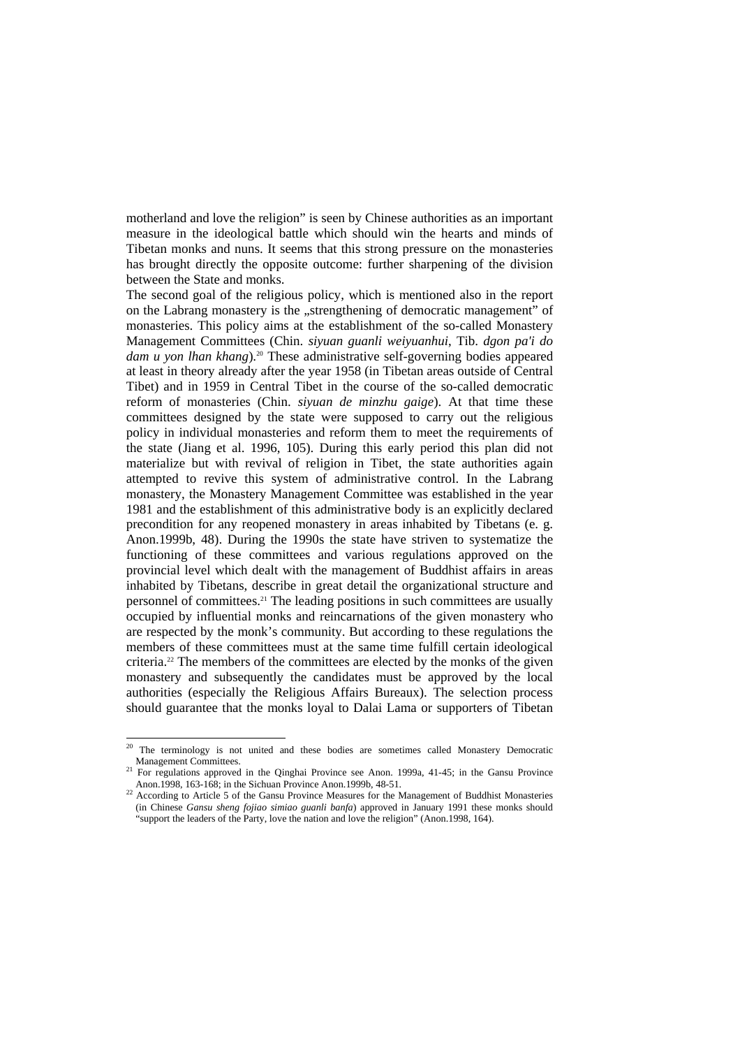motherland and love the religion" is seen by Chinese authorities as an important measure in the ideological battle which should win the hearts and minds of Tibetan monks and nuns. It seems that this strong pressure on the monasteries has brought directly the opposite outcome: further sharpening of the division between the State and monks.

The second goal of the religious policy, which is mentioned also in the report on the Labrang monastery is the „strengthening of democratic management" of monasteries. This policy aims at the establishment of the so-called Monastery Management Committees (Chin. *siyuan guanli weiyuanhui*, Tib. *dgon pa'i do dam u yon lhan khang*).[20] These administrative self-governing bodies appeared at least in theory already after the year 1958 (in Tibetan areas outside of Central Tibet) and in 1959 in Central Tibet in the course of the so-called democratic reform of monasteries (Chin. *siyuan de minzhu gaige*). At that time these committees designed by the state were supposed to carry out the religious policy in individual monasteries and reform them to meet the requirements of the state (Jiang et al. 1996, 105). During this early period this plan did not materialize but with revival of religion in Tibet, the state authorities again attempted to revive this system of administrative control. In the Labrang monastery, the Monastery Management Committee was established in the year 1981 and the establishment of this administrative body is an explicitly declared precondition for any reopened monastery in areas inhabited by Tibetans (e. g. Anon.1999b, 48). During the 1990s the state have striven to systematize the functioning of these committees and various regulations approved on the provincial level which dealt with the management of Buddhist affairs in areas inhabited by Tibetans, describe in great detail the organizational structure and personnel of committees.[21] The leading positions in such committees are usually occupied by influential monks and reincarnations of the given monastery who are respected by the monk's community. But according to these regulations the members of these committees must at the same time fulfill certain ideological criteria.[22] The members of the committees are elected by the monks of the given monastery and subsequently the candidates must be approved by the local authorities (especially the Religious Affairs Bureaux). The selection process should guarantee that the monks loyal to Dalai Lama or supporters of Tibetan

---

[20] The terminology is not united and these bodies are sometimes called Monastery Democratic Management Committees.

[21] For regulations approved in the Qinghai Province see Anon. 1999a, 41-45; in the Gansu Province Anon.1998, 163-168; in the Sichuan Province Anon.1999b, 48-51.

[22] According to Article 5 of the Gansu Province Measures for the Management of Buddhist Monasteries (in Chinese *Gansu sheng fojiao simiao guanli banfa*) approved in January 1991 these monks should "support the leaders of the Party, love the nation and love the religion" (Anon.1998, 164).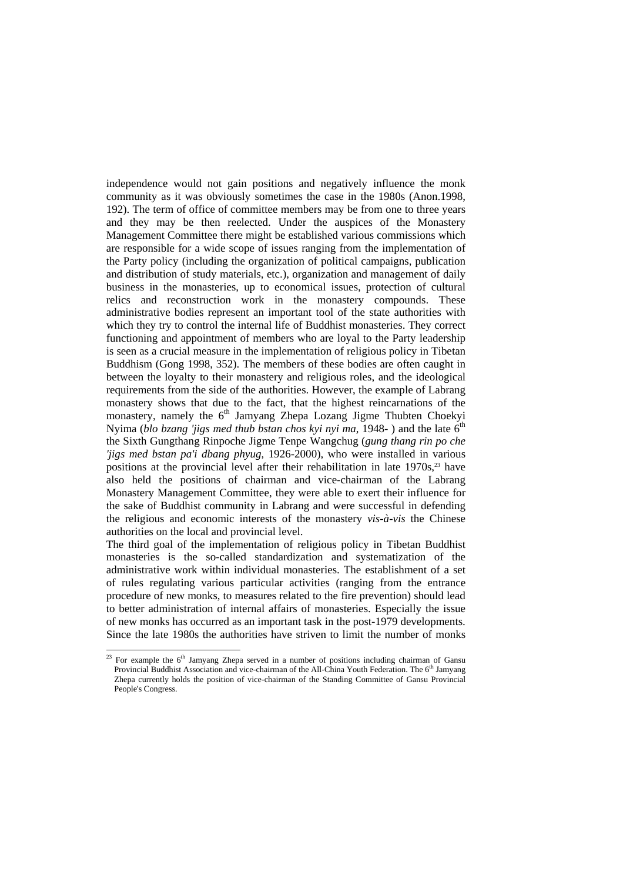independence would not gain positions and negatively influence the monk community as it was obviously sometimes the case in the 1980s (Anon.1998, 192). The term of office of committee members may be from one to three years and they may be then reelected. Under the auspices of the Monastery Management Committee there might be established various commissions which are responsible for a wide scope of issues ranging from the implementation of the Party policy (including the organization of political campaigns, publication and distribution of study materials, etc.), organization and management of daily business in the monasteries, up to economical issues, protection of cultural relics and reconstruction work in the monastery compounds. These administrative bodies represent an important tool of the state authorities with which they try to control the internal life of Buddhist monasteries. They correct functioning and appointment of members who are loyal to the Party leadership is seen as a crucial measure in the implementation of religious policy in Tibetan Buddhism (Gong 1998, 352). The members of these bodies are often caught in between the loyalty to their monastery and religious roles, and the ideological requirements from the side of the authorities. However, the example of Labrang monastery shows that due to the fact, that the highest reincarnations of the monastery, namely the 6th Jamyang Zhepa Lozang Jigme Thubten Choekyi Nyima (*blo bzang 'jigs med thub bstan chos kyi nyi ma*, 1948- ) and the late 6th the Sixth Gungthang Rinpoche Jigme Tenpe Wangchug (*gung thang rin po che 'jigs med bstan pa'i dbang phyug*, 1926-2000), who were installed in various positions at the provincial level after their rehabilitation in late 1970s,[23] have also held the positions of chairman and vice-chairman of the Labrang Monastery Management Committee, they were able to exert their influence for the sake of Buddhist community in Labrang and were successful in defending the religious and economic interests of the monastery *vis-à-vis* the Chinese authorities on the local and provincial level.

The third goal of the implementation of religious policy in Tibetan Buddhist monasteries is the so-called standardization and systematization of the administrative work within individual monasteries. The establishment of a set of rules regulating various particular activities (ranging from the entrance procedure of new monks, to measures related to the fire prevention) should lead to better administration of internal affairs of monasteries. Especially the issue of new monks has occurred as an important task in the post-1979 developments. Since the late 1980s the authorities have striven to limit the number of monks

---

[23] For example the 6th Jamyang Zhepa served in a number of positions including chairman of Gansu Provincial Buddhist Association and vice-chairman of the All-China Youth Federation. The 6th Jamyang Zhepa currently holds the position of vice-chairman of the Standing Committee of Gansu Provincial People's Congress.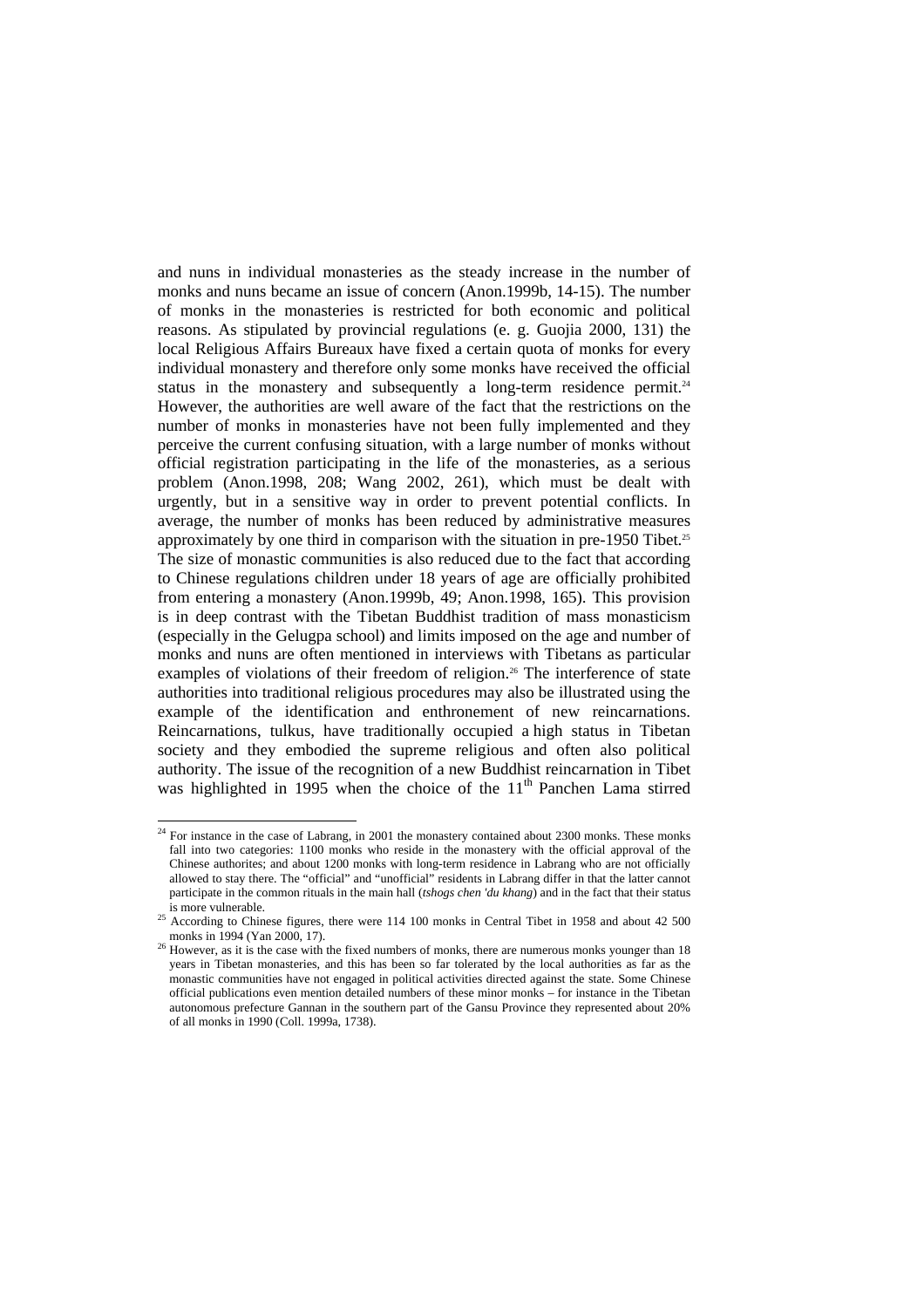and nuns in individual monasteries as the steady increase in the number of monks and nuns became an issue of concern (Anon.1999b, 14-15). The number of monks in the monasteries is restricted for both economic and political reasons. As stipulated by provincial regulations (e. g. Guojia 2000, 131) the local Religious Affairs Bureaux have fixed a certain quota of monks for every individual monastery and therefore only some monks have received the official status in the monastery and subsequently a long-term residence permit.[24] However, the authorities are well aware of the fact that the restrictions on the number of monks in monasteries have not been fully implemented and they perceive the current confusing situation, with a large number of monks without official registration participating in the life of the monasteries, as a serious problem (Anon.1998, 208; Wang 2002, 261), which must be dealt with urgently, but in a sensitive way in order to prevent potential conflicts. In average, the number of monks has been reduced by administrative measures approximately by one third in comparison with the situation in pre-1950 Tibet.[25] The size of monastic communities is also reduced due to the fact that according to Chinese regulations children under 18 years of age are officially prohibited from entering a monastery (Anon.1999b, 49; Anon.1998, 165). This provision is in deep contrast with the Tibetan Buddhist tradition of mass monasticism (especially in the Gelugpa school) and limits imposed on the age and number of monks and nuns are often mentioned in interviews with Tibetans as particular examples of violations of their freedom of religion.[26] The interference of state authorities into traditional religious procedures may also be illustrated using the example of the identification and enthronement of new reincarnations. Reincarnations, tulkus, have traditionally occupied a high status in Tibetan society and they embodied the supreme religious and often also political authority. The issue of the recognition of a new Buddhist reincarnation in Tibet was highlighted in 1995 when the choice of the 11th Panchen Lama stirred

---

[24] For instance in the case of Labrang, in 2001 the monastery contained about 2300 monks. These monks fall into two categories: 1100 monks who reside in the monastery with the official approval of the Chinese authorites; and about 1200 monks with long-term residence in Labrang who are not officially allowed to stay there. The "official" and "unofficial" residents in Labrang differ in that the latter cannot participate in the common rituals in the main hall (*tshogs chen 'du khang*) and in the fact that their status is more vulnerable.

[25] According to Chinese figures, there were 114 100 monks in Central Tibet in 1958 and about 42 500 monks in 1994 (Yan 2000, 17).

[26] However, as it is the case with the fixed numbers of monks, there are numerous monks younger than 18 years in Tibetan monasteries, and this has been so far tolerated by the local authorities as far as the monastic communities have not engaged in political activities directed against the state. Some Chinese official publications even mention detailed numbers of these minor monks – for instance in the Tibetan autonomous prefecture Gannan in the southern part of the Gansu Province they represented about 20% of all monks in 1990 (Coll. 1999a, 1738).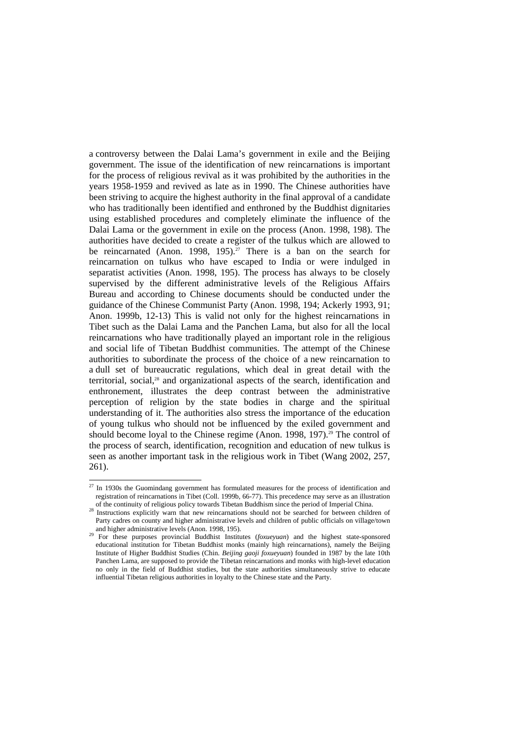a controversy between the Dalai Lama's government in exile and the Beijing government. The issue of the identification of new reincarnations is important for the process of religious revival as it was prohibited by the authorities in the years 1958-1959 and revived as late as in 1990. The Chinese authorities have been striving to acquire the highest authority in the final approval of a candidate who has traditionally been identified and enthroned by the Buddhist dignitaries using established procedures and completely eliminate the influence of the Dalai Lama or the government in exile on the process (Anon. 1998, 198). The authorities have decided to create a register of the tulkus which are allowed to be reincarnated (Anon. 1998, 195).[27] There is a ban on the search for reincarnation on tulkus who have escaped to India or were indulged in separatist activities (Anon. 1998, 195). The process has always to be closely supervised by the different administrative levels of the Religious Affairs Bureau and according to Chinese documents should be conducted under the guidance of the Chinese Communist Party (Anon. 1998, 194; Ackerly 1993, 91; Anon. 1999b, 12-13) This is valid not only for the highest reincarnations in Tibet such as the Dalai Lama and the Panchen Lama, but also for all the local reincarnations who have traditionally played an important role in the religious and social life of Tibetan Buddhist communities. The attempt of the Chinese authorities to subordinate the process of the choice of a new reincarnation to a dull set of bureaucratic regulations, which deal in great detail with the territorial, social,[28] and organizational aspects of the search, identification and enthronement, illustrates the deep contrast between the administrative perception of religion by the state bodies in charge and the spiritual understanding of it. The authorities also stress the importance of the education of young tulkus who should not be influenced by the exiled government and should become loyal to the Chinese regime (Anon. 1998, 197).[29] The control of the process of search, identification, recognition and education of new tulkus is seen as another important task in the religious work in Tibet (Wang 2002, 257, 261).

---

[27] In 1930s the Guomindang government has formulated measures for the process of identification and registration of reincarnations in Tibet (Coll. 1999b, 66-77). This precedence may serve as an illustration of the continuity of religious policy towards Tibetan Buddhism since the period of Imperial China.

[28] Instructions explicitly warn that new reincarnations should not be searched for between children of Party cadres on county and higher administrative levels and children of public officials on village/town and higher administrative levels (Anon. 1998, 195).

[29] For these purposes provincial Buddhist Institutes (*foxueyuan*) and the highest state-sponsored educational institution for Tibetan Buddhist monks (mainly high reincarnations), namely the Beijing Institute of Higher Buddhist Studies (Chin. *Beijing gaoji foxueyuan*) founded in 1987 by the late 10th Panchen Lama, are supposed to provide the Tibetan reincarnations and monks with high-level education no only in the field of Buddhist studies, but the state authorities simultaneously strive to educate influential Tibetan religious authorities in loyalty to the Chinese state and the Party.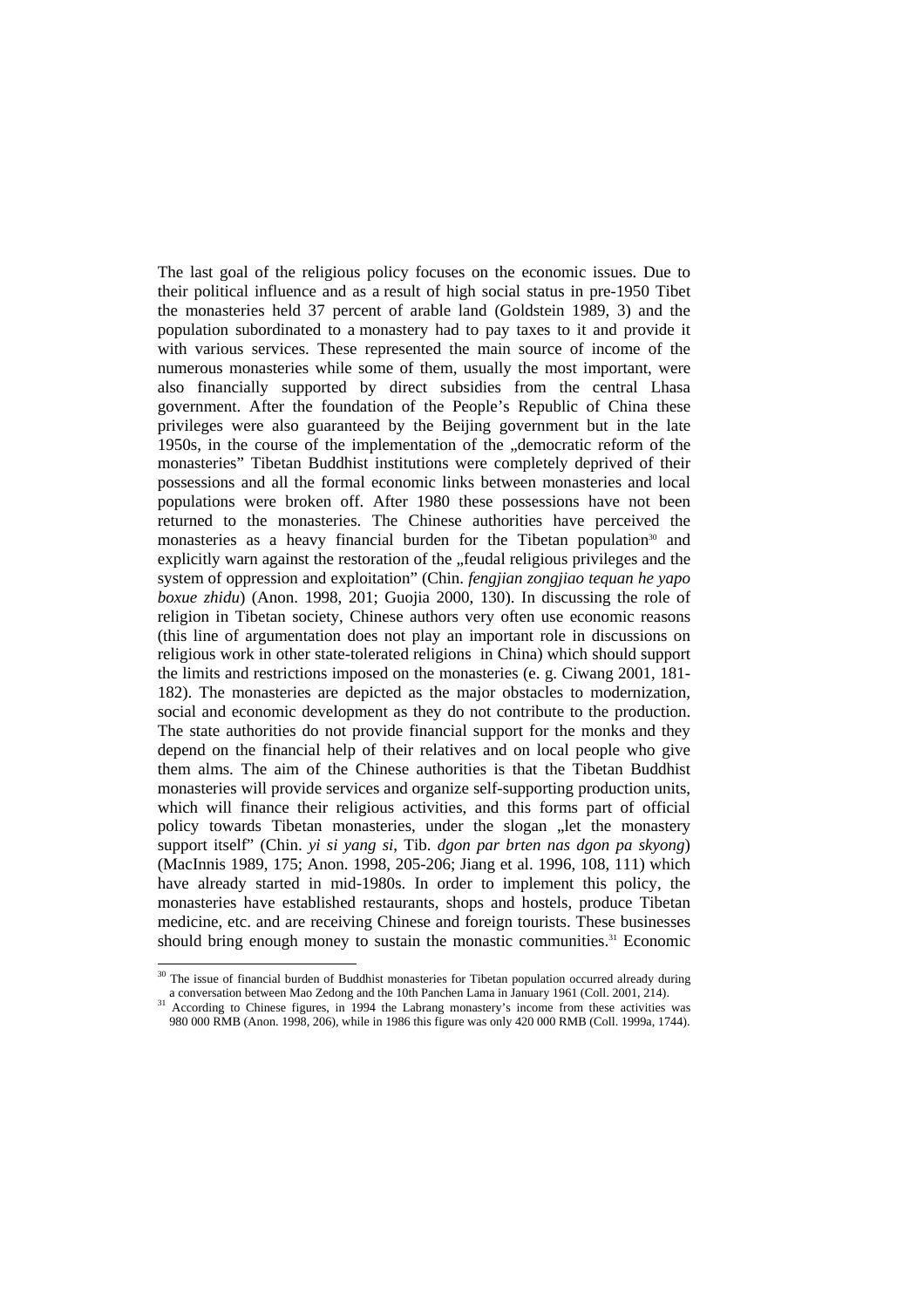The last goal of the religious policy focuses on the economic issues. Due to their political influence and as a result of high social status in pre-1950 Tibet the monasteries held 37 percent of arable land (Goldstein 1989, 3) and the population subordinated to a monastery had to pay taxes to it and provide it with various services. These represented the main source of income of the numerous monasteries while some of them, usually the most important, were also financially supported by direct subsidies from the central Lhasa government. After the foundation of the People's Republic of China these privileges were also guaranteed by the Beijing government but in the late 1950s, in the course of the implementation of the „democratic reform of the monasteries" Tibetan Buddhist institutions were completely deprived of their possessions and all the formal economic links between monasteries and local populations were broken off. After 1980 these possessions have not been returned to the monasteries. The Chinese authorities have perceived the monasteries as a heavy financial burden for the Tibetan population[30] and explicitly warn against the restoration of the „feudal religious privileges and the system of oppression and exploitation" (Chin. *fengjian zongjiao tequan he yapo boxue zhidu*) (Anon. 1998, 201; Guojia 2000, 130). In discussing the role of religion in Tibetan society, Chinese authors very often use economic reasons (this line of argumentation does not play an important role in discussions on religious work in other state-tolerated religions in China) which should support the limits and restrictions imposed on the monasteries (e. g. Ciwang 2001, 181-182). The monasteries are depicted as the major obstacles to modernization, social and economic development as they do not contribute to the production. The state authorities do not provide financial support for the monks and they depend on the financial help of their relatives and on local people who give them alms. The aim of the Chinese authorities is that the Tibetan Buddhist monasteries will provide services and organize self-supporting production units, which will finance their religious activities, and this forms part of official policy towards Tibetan monasteries, under the slogan „let the monastery support itself" (Chin. *yi si yang si*, Tib. *dgon par brten nas dgon pa skyong*) (MacInnis 1989, 175; Anon. 1998, 205-206; Jiang et al. 1996, 108, 111) which have already started in mid-1980s. In order to implement this policy, the monasteries have established restaurants, shops and hostels, produce Tibetan medicine, etc. and are receiving Chinese and foreign tourists. These businesses should bring enough money to sustain the monastic communities.[31] Economic

---

[30] The issue of financial burden of Buddhist monasteries for Tibetan population occurred already during a conversation between Mao Zedong and the 10th Panchen Lama in January 1961 (Coll. 2001, 214).

[31] According to Chinese figures, in 1994 the Labrang monastery's income from these activities was 980 000 RMB (Anon. 1998, 206), while in 1986 this figure was only 420 000 RMB (Coll. 1999a, 1744).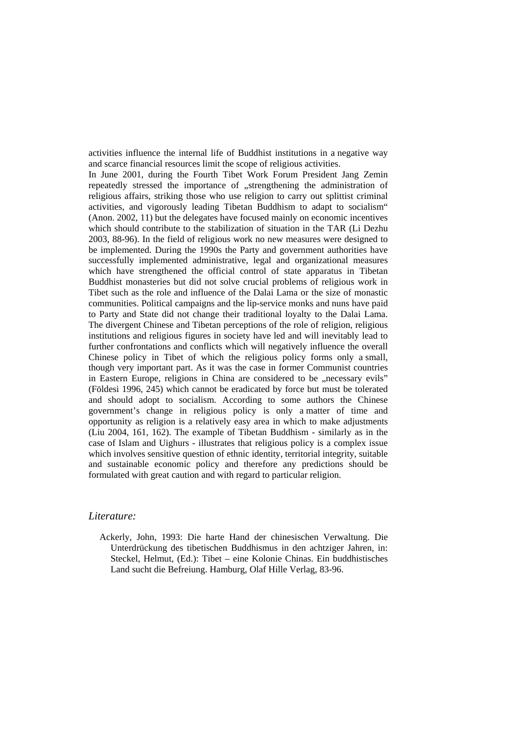activities influence the internal life of Buddhist institutions in a negative way and scarce financial resources limit the scope of religious activities.

In June 2001, during the Fourth Tibet Work Forum President Jang Zemin repeatedly stressed the importance of „strengthening the administration of religious affairs, striking those who use religion to carry out splittist criminal activities, and vigorously leading Tibetan Buddhism to adapt to socialism“ (Anon. 2002, 11) but the delegates have focused mainly on economic incentives which should contribute to the stabilization of situation in the TAR (Li Dezhu 2003, 88-96). In the field of religious work no new measures were designed to be implemented. During the 1990s the Party and government authorities have successfully implemented administrative, legal and organizational measures which have strengthened the official control of state apparatus in Tibetan Buddhist monasteries but did not solve crucial problems of religious work in Tibet such as the role and influence of the Dalai Lama or the size of monastic communities. Political campaigns and the lip-service monks and nuns have paid to Party and State did not change their traditional loyalty to the Dalai Lama. The divergent Chinese and Tibetan perceptions of the role of religion, religious institutions and religious figures in society have led and will inevitably lead to further confrontations and conflicts which will negatively influence the overall Chinese policy in Tibet of which the religious policy forms only a small, though very important part. As it was the case in former Communist countries in Eastern Europe, religions in China are considered to be „necessary evils" (Földesi 1996, 245) which cannot be eradicated by force but must be tolerated and should adopt to socialism. According to some authors the Chinese government's change in religious policy is only a matter of time and opportunity as religion is a relatively easy area in which to make adjustments (Liu 2004, 161, 162). The example of Tibetan Buddhism - similarly as in the case of Islam and Uighurs - illustrates that religious policy is a complex issue which involves sensitive question of ethnic identity, territorial integrity, suitable and sustainable economic policy and therefore any predictions should be formulated with great caution and with regard to particular religion.

## *Literature:*

Ackerly, John, 1993: Die harte Hand der chinesischen Verwaltung. Die Unterdrückung des tibetischen Buddhismus in den achtziger Jahren, in: Steckel, Helmut, (Ed.): Tibet – eine Kolonie Chinas. Ein buddhistisches Land sucht die Befreiung. Hamburg, Olaf Hille Verlag, 83-96.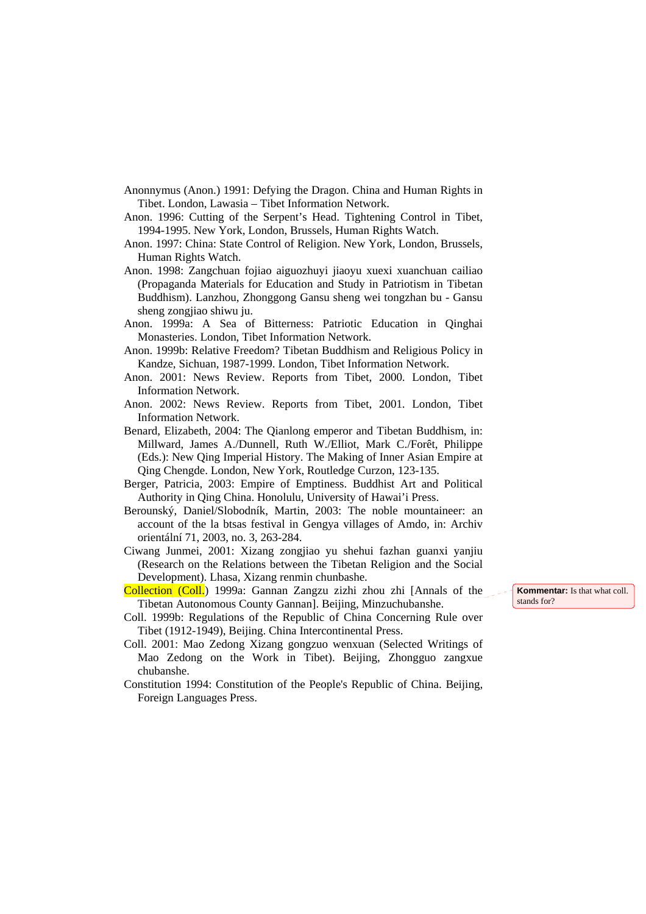Anonnymus (Anon.) 1991: Defying the Dragon. China and Human Rights in Tibet. London, Lawasia – Tibet Information Network.

Anon. 1996: Cutting of the Serpent's Head. Tightening Control in Tibet, 1994-1995. New York, London, Brussels, Human Rights Watch.

Anon. 1997: China: State Control of Religion. New York, London, Brussels, Human Rights Watch.

Anon. 1998: Zangchuan fojiao aiguozhuyi jiaoyu xuexi xuanchuan cailiao (Propaganda Materials for Education and Study in Patriotism in Tibetan Buddhism). Lanzhou, Zhonggong Gansu sheng wei tongzhan bu - Gansu sheng zongjiao shiwu ju.

Anon. 1999a: A Sea of Bitterness: Patriotic Education in Qinghai Monasteries. London, Tibet Information Network.

Anon. 1999b: Relative Freedom? Tibetan Buddhism and Religious Policy in Kandze, Sichuan, 1987-1999. London, Tibet Information Network.

Anon. 2001: News Review. Reports from Tibet, 2000. London, Tibet Information Network.

Anon. 2002: News Review. Reports from Tibet, 2001. London, Tibet Information Network.

Benard, Elizabeth, 2004: The Qianlong emperor and Tibetan Buddhism, in: Millward, James A./Dunnell, Ruth W./Elliot, Mark C./Forêt, Philippe (Eds.): New Qing Imperial History. The Making of Inner Asian Empire at Qing Chengde. London, New York, Routledge Curzon, 123-135.

Berger, Patricia, 2003: Empire of Emptiness. Buddhist Art and Political Authority in Qing China. Honolulu, University of Hawai'i Press.

Berounský, Daniel/Slobodník, Martin, 2003: The noble mountaineer: an account of the la btsas festival in Gengya villages of Amdo, in: Archiv orientální 71, 2003, no. 3, 263-284.

Ciwang Junmei, 2001: Xizang zongjiao yu shehui fazhan guanxi yanjiu (Research on the Relations between the Tibetan Religion and the Social Development). Lhasa, Xizang renmin chunbanshe.

Collection (Coll.) 1999a: Gannan Zangzu zizhi zhou zhi [Annals of the Tibetan Autonomous County Gannan]. Beijing, Minzuchubanshe.

Coll. 1999b: Regulations of the Republic of China Concerning Rule over Tibet (1912-1949), Beijing. China Intercontinental Press.

Coll. 2001: Mao Zedong Xizang gongzuo wenxuan (Selected Writings of Mao Zedong on the Work in Tibet). Beijing, Zhongguo zangxue chubanshe.

Constitution 1994: Constitution of the People's Republic of China. Beijing, Foreign Languages Press.

Kommentar: Is that what coll. stands for?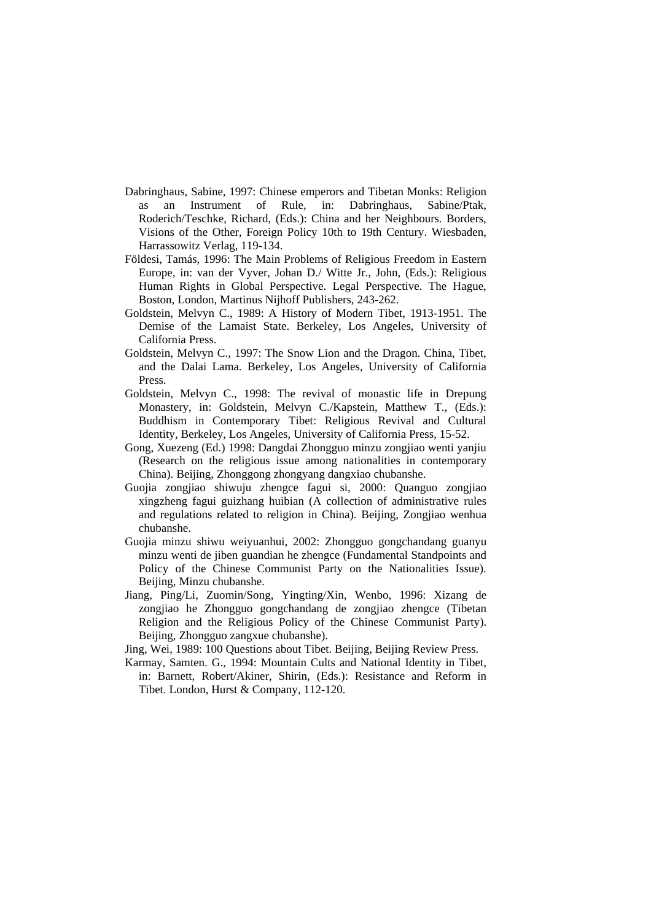Dabringhaus, Sabine, 1997: Chinese emperors and Tibetan Monks: Religion as an Instrument of Rule, in: Dabringhaus, Sabine/Ptak, Roderich/Teschke, Richard, (Eds.): China and her Neighbours. Borders, Visions of the Other, Foreign Policy 10th to 19th Century. Wiesbaden, Harrassowitz Verlag, 119-134.

Földesi, Tamás, 1996: The Main Problems of Religious Freedom in Eastern Europe, in: van der Vyver, Johan D./ Witte Jr., John, (Eds.): Religious Human Rights in Global Perspective. Legal Perspective. The Hague, Boston, London, Martinus Nijhoff Publishers, 243-262.

Goldstein, Melvyn C., 1989: A History of Modern Tibet, 1913-1951. The Demise of the Lamaist State. Berkeley, Los Angeles, University of California Press.

Goldstein, Melvyn C., 1997: The Snow Lion and the Dragon. China, Tibet, and the Dalai Lama. Berkeley, Los Angeles, University of California Press.

Goldstein, Melvyn C., 1998: The revival of monastic life in Drepung Monastery, in: Goldstein, Melvyn C./Kapstein, Matthew T., (Eds.): Buddhism in Contemporary Tibet: Religious Revival and Cultural Identity, Berkeley, Los Angeles, University of California Press, 15-52.

Gong, Xuezeng (Ed.) 1998: Dangdai Zhongguo minzu zongjiao wenti yanjiu (Research on the religious issue among nationalities in contemporary China). Beijing, Zhonggong zhongyang dangxiao chubanshe.

Guojia zongjiao shiwuju zhengce fagui si, 2000: Quanguo zongjiao xingzheng fagui guizhang huibian (A collection of administrative rules and regulations related to religion in China). Beijing, Zongjiao wenhua chubanshe.

Guojia minzu shiwu weiyuanhui, 2002: Zhongguo gongchandang guanyu minzu wenti de jiben guandian he zhengce (Fundamental Standpoints and Policy of the Chinese Communist Party on the Nationalities Issue). Beijing, Minzu chubanshe.

Jiang, Ping/Li, Zuomin/Song, Yingting/Xin, Wenbo, 1996: Xizang de zongjiao he Zhongguo gongchandang de zongjiao zhengce (Tibetan Religion and the Religious Policy of the Chinese Communist Party). Beijing, Zhongguo zangxue chubanshe).

Jing, Wei, 1989: 100 Questions about Tibet. Beijing, Beijing Review Press.

Karmay, Samten. G., 1994: Mountain Cults and National Identity in Tibet, in: Barnett, Robert/Akiner, Shirin, (Eds.): Resistance and Reform in Tibet. London, Hurst & Company, 112-120.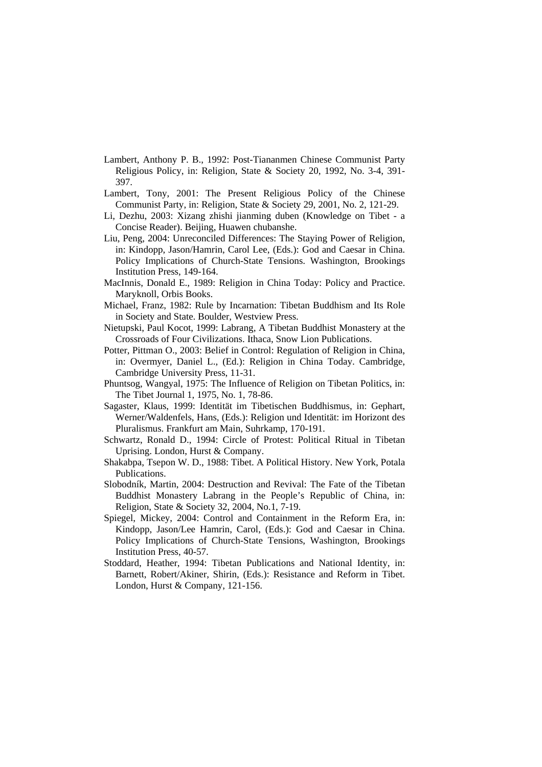Lambert, Anthony P. B., 1992: Post-Tiananmen Chinese Communist Party Religious Policy, in: Religion, State & Society 20, 1992, No. 3-4, 391-397.

Lambert, Tony, 2001: The Present Religious Policy of the Chinese Communist Party, in: Religion, State & Society 29, 2001, No. 2, 121-29.

Li, Dezhu, 2003: Xizang zhishi jianming duben (Knowledge on Tibet - a Concise Reader). Beijing, Huawen chubanshe.

Liu, Peng, 2004: Unreconciled Differences: The Staying Power of Religion, in: Kindopp, Jason/Hamrin, Carol Lee, (Eds.): God and Caesar in China. Policy Implications of Church-State Tensions. Washington, Brookings Institution Press, 149-164.

MacInnis, Donald E., 1989: Religion in China Today: Policy and Practice. Maryknoll, Orbis Books.

Michael, Franz, 1982: Rule by Incarnation: Tibetan Buddhism and Its Role in Society and State. Boulder, Westview Press.

Nietupski, Paul Kocot, 1999: Labrang, A Tibetan Buddhist Monastery at the Crossroads of Four Civilizations. Ithaca, Snow Lion Publications.

Potter, Pittman O., 2003: Belief in Control: Regulation of Religion in China, in: Overmyer, Daniel L., (Ed.): Religion in China Today. Cambridge, Cambridge University Press, 11-31.

Phuntsog, Wangyal, 1975: The Influence of Religion on Tibetan Politics, in: The Tibet Journal 1, 1975, No. 1, 78-86.

Sagaster, Klaus, 1999: Identität im Tibetischen Buddhismus, in: Gephart, Werner/Waldenfels, Hans, (Eds.): Religion und Identität: im Horizont des Pluralismus. Frankfurt am Main, Suhrkamp, 170-191.

Schwartz, Ronald D., 1994: Circle of Protest: Political Ritual in Tibetan Uprising. London, Hurst & Company.

Shakabpa, Tsepon W. D., 1988: Tibet. A Political History. New York, Potala Publications.

Slobodník, Martin, 2004: Destruction and Revival: The Fate of the Tibetan Buddhist Monastery Labrang in the People's Republic of China, in: Religion, State & Society 32, 2004, No.1, 7-19.

Spiegel, Mickey, 2004: Control and Containment in the Reform Era, in: Kindopp, Jason/Lee Hamrin, Carol, (Eds.): God and Caesar in China. Policy Implications of Church-State Tensions, Washington, Brookings Institution Press, 40-57.

Stoddard, Heather, 1994: Tibetan Publications and National Identity, in: Barnett, Robert/Akiner, Shirin, (Eds.): Resistance and Reform in Tibet. London, Hurst & Company, 121-156.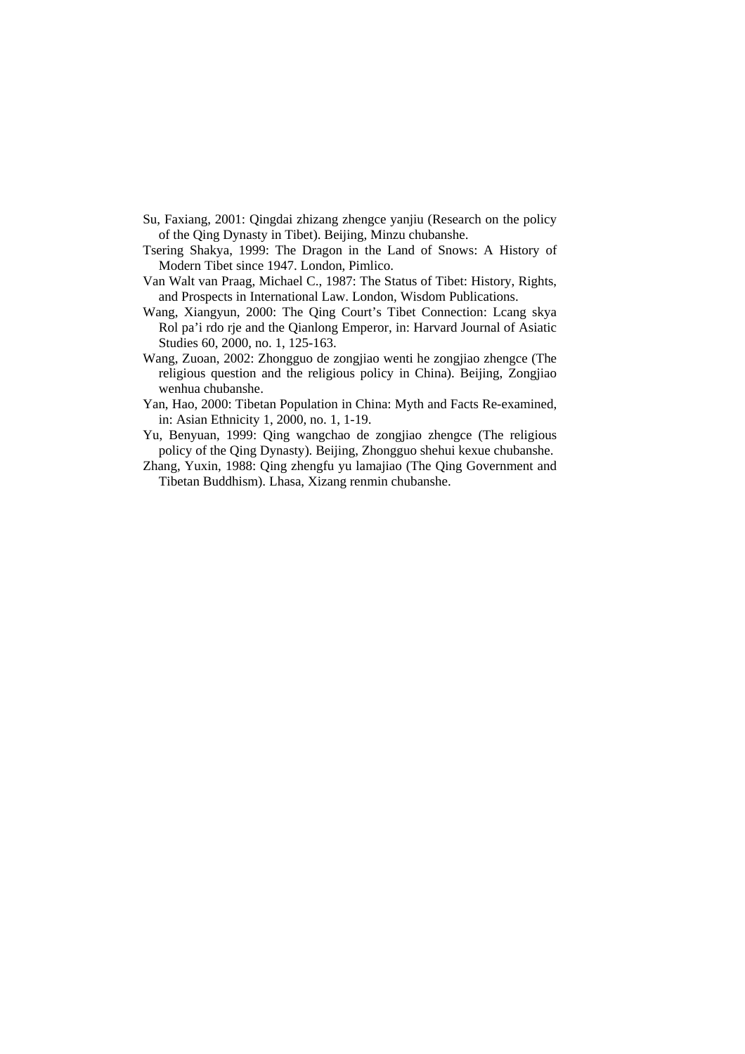Su, Faxiang, 2001: Qingdai zhizang zhengce yanjiu (Research on the policy of the Qing Dynasty in Tibet). Beijing, Minzu chubanshe.

Tsering Shakya, 1999: The Dragon in the Land of Snows: A History of Modern Tibet since 1947. London, Pimlico.

Van Walt van Praag, Michael C., 1987: The Status of Tibet: History, Rights, and Prospects in International Law. London, Wisdom Publications.

Wang, Xiangyun, 2000: The Qing Court's Tibet Connection: Lcang skya Rol pa'i rdo rje and the Qianlong Emperor, in: Harvard Journal of Asiatic Studies 60, 2000, no. 1, 125-163.

Wang, Zuoan, 2002: Zhongguo de zongjiao wenti he zongjiao zhengce (The religious question and the religious policy in China). Beijing, Zongjiao wenhua chubanshe.

Yan, Hao, 2000: Tibetan Population in China: Myth and Facts Re-examined, in: Asian Ethnicity 1, 2000, no. 1, 1-19.

Yu, Benyuan, 1999: Qing wangchao de zongjiao zhengce (The religious policy of the Qing Dynasty). Beijing, Zhongguo shehui kexue chubanshe.

Zhang, Yuxin, 1988: Qing zhengfu yu lamajiao (The Qing Government and Tibetan Buddhism). Lhasa, Xizang renmin chubanshe.